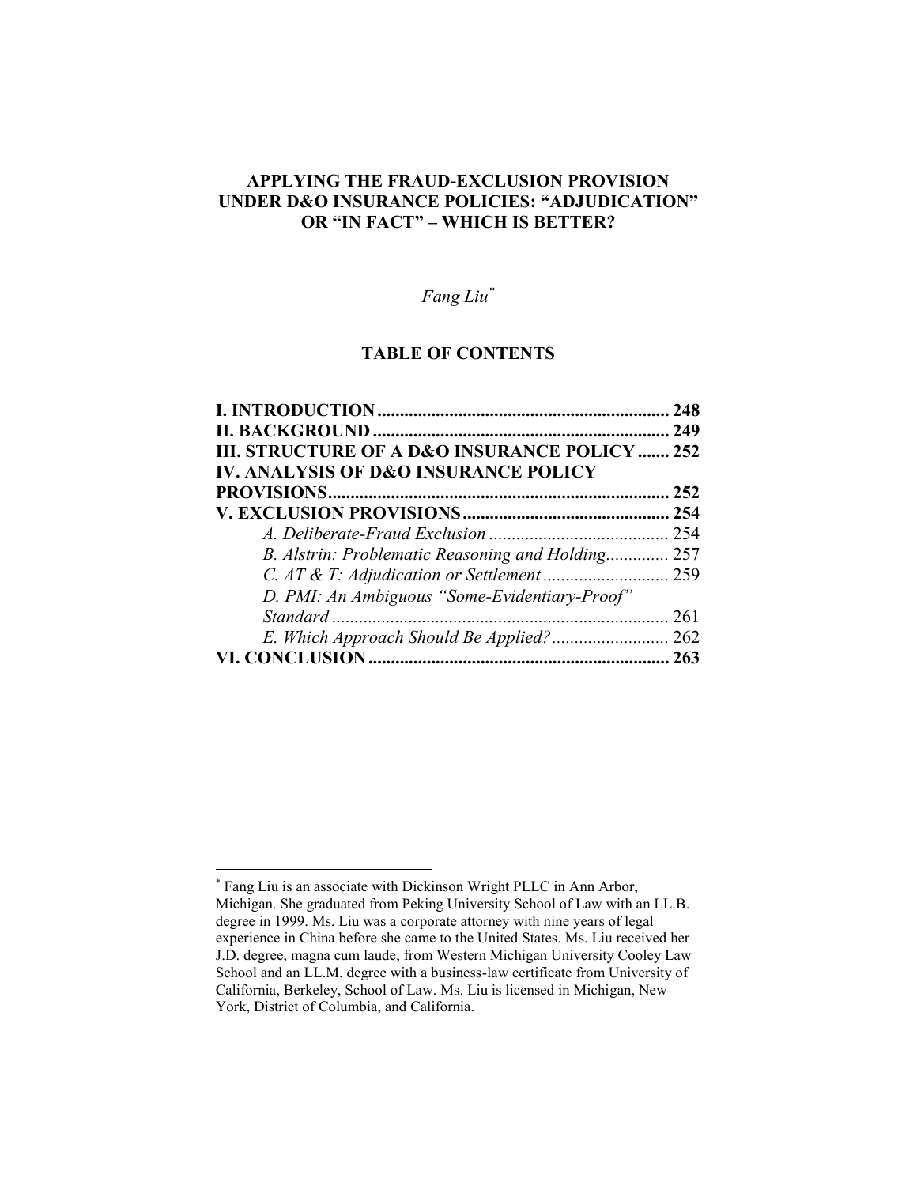# APPLYING THE FRAUD-EXCLUSION PROVISION UNDER D&O INSURANCE POLICIES: "ADJUDICATION" OR "IN FACT" – WHICH IS BETTER?

*Fang Liu*[*]

## TABLE OF CONTENTS

| | |
|---|---|
| **I. INTRODUCTION** | **248** |
| **II. BACKGROUND** | **249** |
| **III. STRUCTURE OF A D&O INSURANCE POLICY** | **252** |
| **IV. ANALYSIS OF D&O INSURANCE POLICY PROVISIONS** | **252** |
| **V. EXCLUSION PROVISIONS** | **254** |
| *A. Deliberate-Fraud Exclusion* | 254 |
| *B. Alstrin: Problematic Reasoning and Holding* | 257 |
| *C. AT & T: Adjudication or Settlement* | 259 |
| *D. PMI: An Ambiguous "Some-Evidentiary-Proof" Standard* | 261 |
| *E. Which Approach Should Be Applied?* | 262 |
| **VI. CONCLUSION** | **263** |

---

[*] Fang Liu is an associate with Dickinson Wright PLLC in Ann Arbor, Michigan. She graduated from Peking University School of Law with an LL.B. degree in 1999. Ms. Liu was a corporate attorney with nine years of legal experience in China before she came to the United States. Ms. Liu received her J.D. degree, magna cum laude, from Western Michigan University Cooley Law School and an LL.M. degree with a business-law certificate from University of California, Berkeley, School of Law. Ms. Liu is licensed in Michigan, New York, District of Columbia, and California.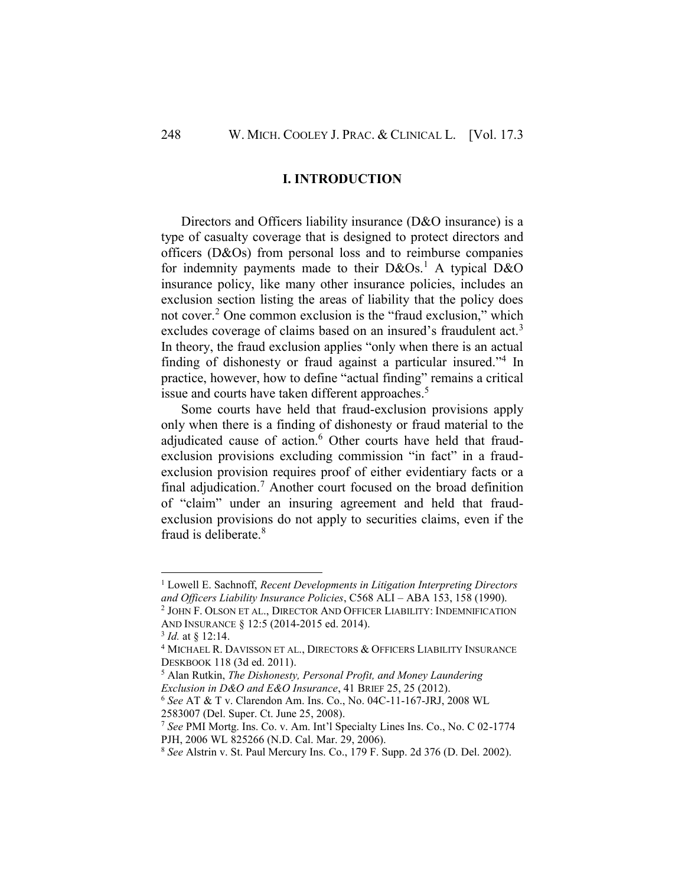## I. INTRODUCTION

Directors and Officers liability insurance (D&O insurance) is a type of casualty coverage that is designed to protect directors and officers (D&Os) from personal loss and to reimburse companies for indemnity payments made to their D&Os.[1] A typical D&O insurance policy, like many other insurance policies, includes an exclusion section listing the areas of liability that the policy does not cover.[2] One common exclusion is the "fraud exclusion," which excludes coverage of claims based on an insured's fraudulent act.[3] In theory, the fraud exclusion applies "only when there is an actual finding of dishonesty or fraud against a particular insured."[4] In practice, however, how to define "actual finding" remains a critical issue and courts have taken different approaches.[5]

Some courts have held that fraud-exclusion provisions apply only when there is a finding of dishonesty or fraud material to the adjudicated cause of action.[6] Other courts have held that fraud-exclusion provisions excluding commission "in fact" in a fraud-exclusion provision requires proof of either evidentiary facts or a final adjudication.[7] Another court focused on the broad definition of "claim" under an insuring agreement and held that fraud-exclusion provisions do not apply to securities claims, even if the fraud is deliberate.[8]

---

[1] Lowell E. Sachnoff, *Recent Developments in Litigation Interpreting Directors and Officers Liability Insurance Policies*, C568 ALI – ABA 153, 158 (1990).

[2] JOHN F. OLSON ET AL., DIRECTOR AND OFFICER LIABILITY: INDEMNIFICATION AND INSURANCE § 12:5 (2014-2015 ed. 2014).

[3] *Id.* at § 12:14.

[4] MICHAEL R. DAVISSON ET AL., DIRECTORS & OFFICERS LIABILITY INSURANCE DESKBOOK 118 (3d ed. 2011).

[5] Alan Rutkin, *The Dishonesty, Personal Profit, and Money Laundering Exclusion in D&O and E&O Insurance*, 41 BRIEF 25, 25 (2012).

[6] *See* AT & T v. Clarendon Am. Ins. Co., No. 04C-11-167-JRJ, 2008 WL 2583007 (Del. Super. Ct. June 25, 2008).

[7] *See* PMI Mortg. Ins. Co. v. Am. Int'l Specialty Lines Ins. Co., No. C 02-1774 PJH, 2006 WL 825266 (N.D. Cal. Mar. 29, 2006).

[8] *See* Alstrin v. St. Paul Mercury Ins. Co., 179 F. Supp. 2d 376 (D. Del. 2002).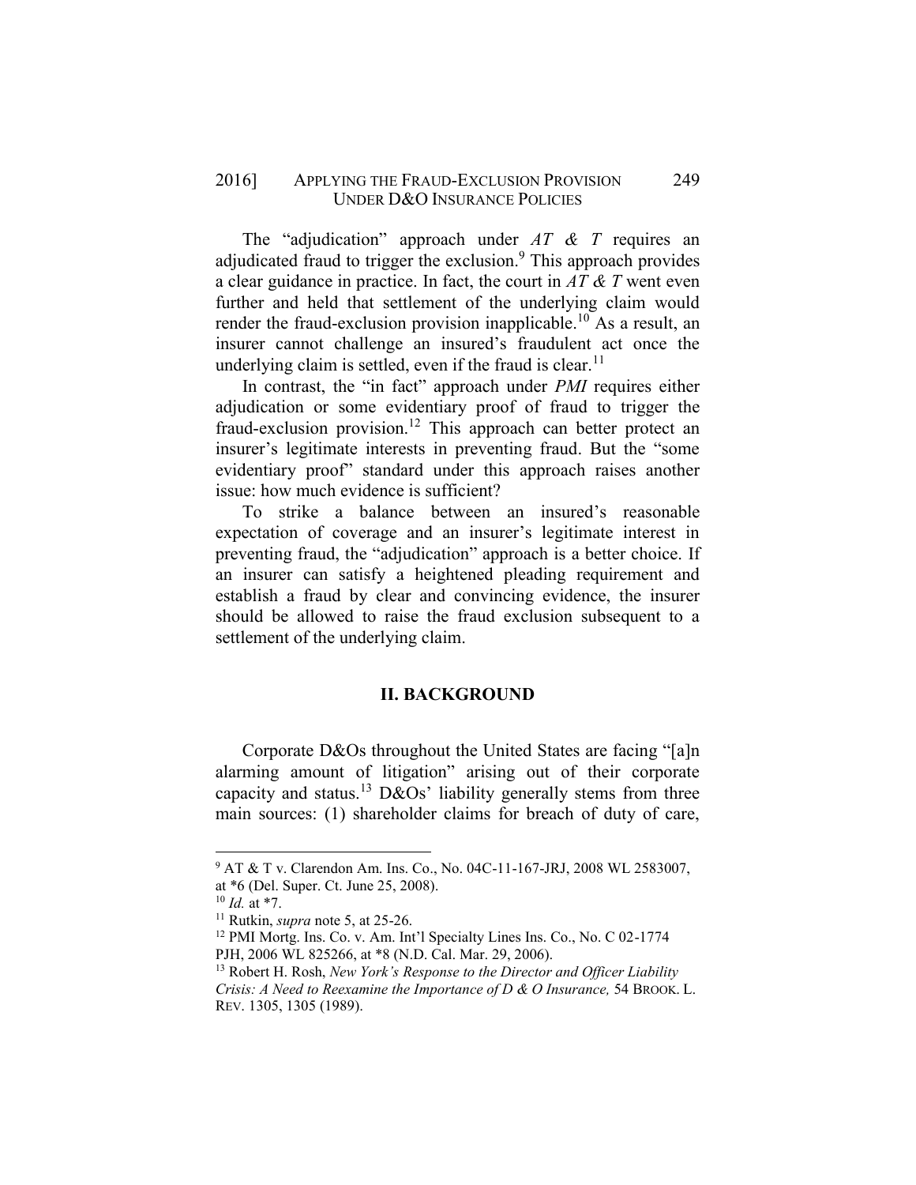The "adjudication" approach under *AT & T* requires an adjudicated fraud to trigger the exclusion.[9] This approach provides a clear guidance in practice. In fact, the court in *AT & T* went even further and held that settlement of the underlying claim would render the fraud-exclusion provision inapplicable.[10] As a result, an insurer cannot challenge an insured's fraudulent act once the underlying claim is settled, even if the fraud is clear.[11]

In contrast, the "in fact" approach under *PMI* requires either adjudication or some evidentiary proof of fraud to trigger the fraud-exclusion provision.[12] This approach can better protect an insurer's legitimate interests in preventing fraud. But the "some evidentiary proof" standard under this approach raises another issue: how much evidence is sufficient?

To strike a balance between an insured's reasonable expectation of coverage and an insurer's legitimate interest in preventing fraud, the "adjudication" approach is a better choice. If an insurer can satisfy a heightened pleading requirement and establish a fraud by clear and convincing evidence, the insurer should be allowed to raise the fraud exclusion subsequent to a settlement of the underlying claim.

## II. BACKGROUND

Corporate D&Os throughout the United States are facing "[a]n alarming amount of litigation" arising out of their corporate capacity and status.[13] D&Os' liability generally stems from three main sources: (1) shareholder claims for breach of duty of care,

---

[9] AT & T v. Clarendon Am. Ins. Co., No. 04C-11-167-JRJ, 2008 WL 2583007, at *6 (Del. Super. Ct. June 25, 2008).

[10] *Id.* at *7.

[11] Rutkin, *supra* note 5, at 25-26.

[12] PMI Mortg. Ins. Co. v. Am. Int'l Specialty Lines Ins. Co., No. C 02-1774 PJH, 2006 WL 825266, at *8 (N.D. Cal. Mar. 29, 2006).

[13] Robert H. Rosh, *New York's Response to the Director and Officer Liability Crisis: A Need to Reexamine the Importance of D & O Insurance,* 54 BROOK. L. REV. 1305, 1305 (1989).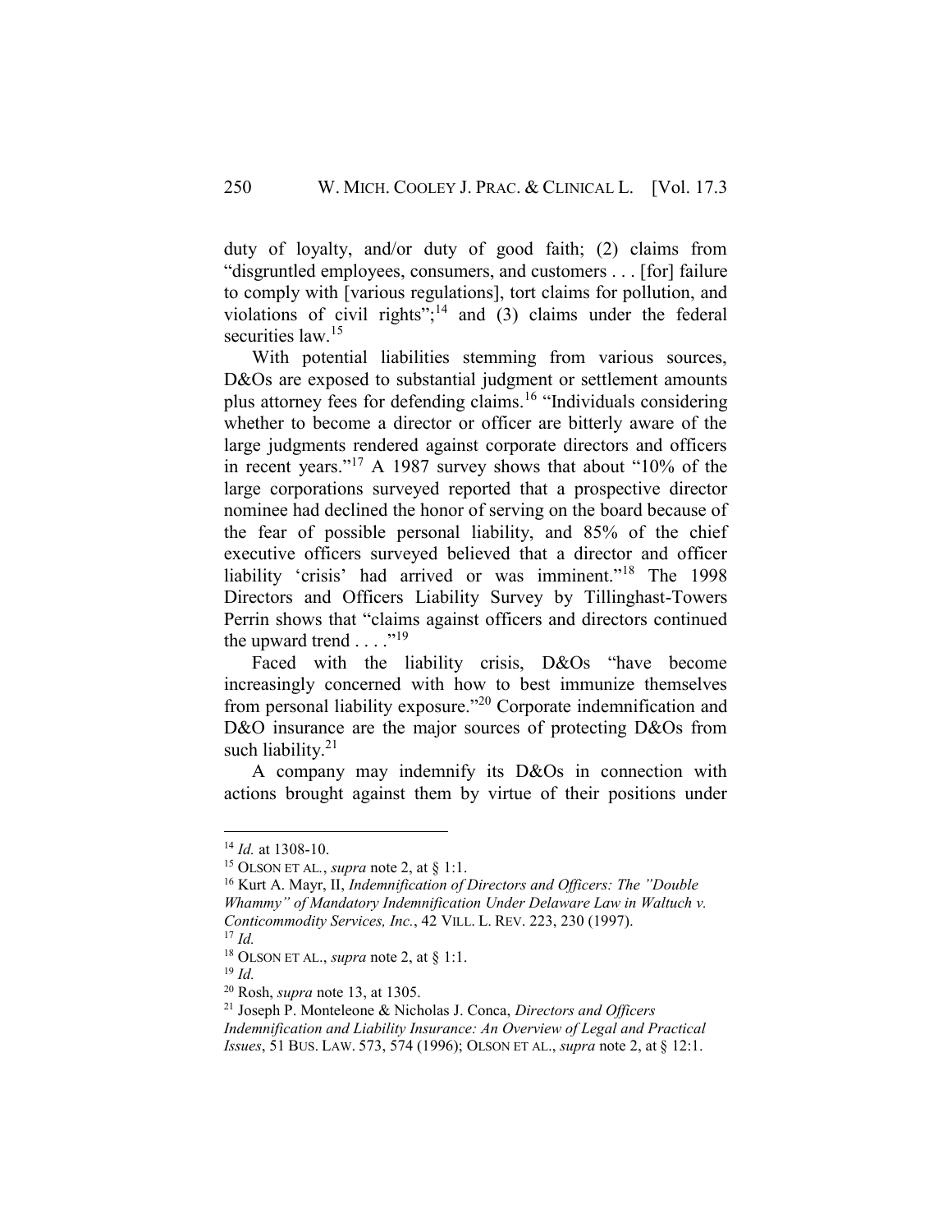duty of loyalty, and/or duty of good faith; (2) claims from "disgruntled employees, consumers, and customers . . . [for] failure to comply with [various regulations], tort claims for pollution, and violations of civil rights";[14] and (3) claims under the federal securities law.[15]

With potential liabilities stemming from various sources, D&Os are exposed to substantial judgment or settlement amounts plus attorney fees for defending claims.[16] "Individuals considering whether to become a director or officer are bitterly aware of the large judgments rendered against corporate directors and officers in recent years."[17] A 1987 survey shows that about "10% of the large corporations surveyed reported that a prospective director nominee had declined the honor of serving on the board because of the fear of possible personal liability, and 85% of the chief executive officers surveyed believed that a director and officer liability 'crisis' had arrived or was imminent."[18] The 1998 Directors and Officers Liability Survey by Tillinghast-Towers Perrin shows that "claims against officers and directors continued the upward trend . . . ."[19]

Faced with the liability crisis, D&Os "have become increasingly concerned with how to best immunize themselves from personal liability exposure."[20] Corporate indemnification and D&O insurance are the major sources of protecting D&Os from such liability.[21]

A company may indemnify its D&Os in connection with actions brought against them by virtue of their positions under

---

[14] *Id.* at 1308-10.

[15] OLSON ET AL., *supra* note 2, at § 1:1.

[16] Kurt A. Mayr, II, *Indemnification of Directors and Officers: The "Double Whammy" of Mandatory Indemnification Under Delaware Law in Waltuch v. Conticommodity Services, Inc.*, 42 VILL. L. REV. 223, 230 (1997).

[17] *Id.*

[18] OLSON ET AL., *supra* note 2, at § 1:1.

[19] *Id.*

[20] Rosh, *supra* note 13, at 1305.

[21] Joseph P. Monteleone & Nicholas J. Conca, *Directors and Officers Indemnification and Liability Insurance: An Overview of Legal and Practical Issues*, 51 BUS. LAW. 573, 574 (1996); OLSON ET AL., *supra* note 2, at § 12:1.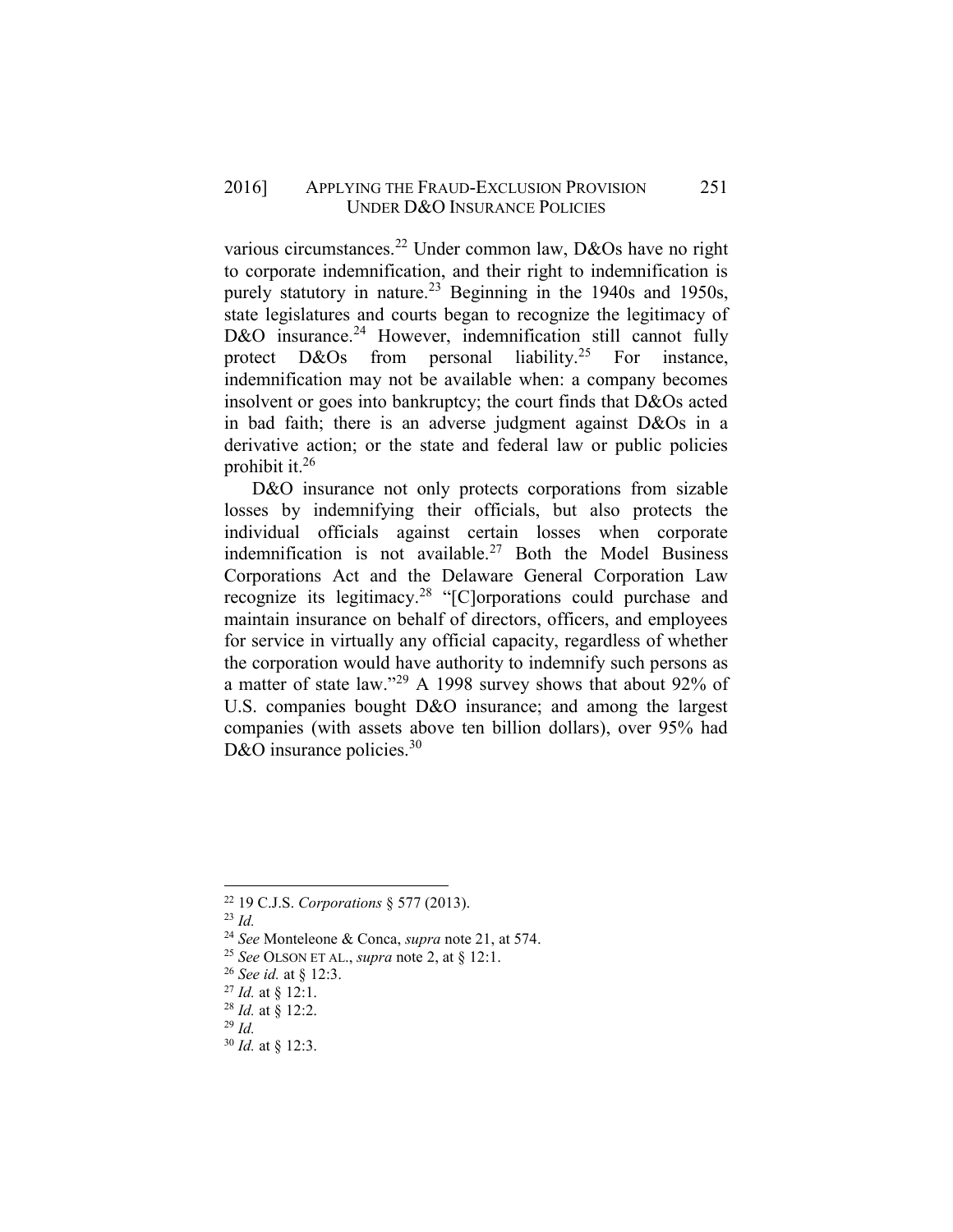various circumstances.[22] Under common law, D&Os have no right to corporate indemnification, and their right to indemnification is purely statutory in nature.[23] Beginning in the 1940s and 1950s, state legislatures and courts began to recognize the legitimacy of D&O insurance.[24] However, indemnification still cannot fully protect D&Os from personal liability.[25] For instance, indemnification may not be available when: a company becomes insolvent or goes into bankruptcy; the court finds that D&Os acted in bad faith; there is an adverse judgment against D&Os in a derivative action; or the state and federal law or public policies prohibit it.[26]

D&O insurance not only protects corporations from sizable losses by indemnifying their officials, but also protects the individual officials against certain losses when corporate indemnification is not available.[27] Both the Model Business Corporations Act and the Delaware General Corporation Law recognize its legitimacy.[28] "[C]orporations could purchase and maintain insurance on behalf of directors, officers, and employees for service in virtually any official capacity, regardless of whether the corporation would have authority to indemnify such persons as a matter of state law."[29] A 1998 survey shows that about 92% of U.S. companies bought D&O insurance; and among the largest companies (with assets above ten billion dollars), over 95% had D&O insurance policies.[30]

---

[22] 19 C.J.S. *Corporations* § 577 (2013).

[23] *Id.*

[24] *See* Monteleone & Conca, *supra* note 21, at 574.

[25] *See* OLSON ET AL., *supra* note 2, at § 12:1.

[26] *See id.* at § 12:3.

[27] *Id.* at § 12:1.

[28] *Id.* at § 12:2.

[29] *Id.*

[30] *Id.* at § 12:3.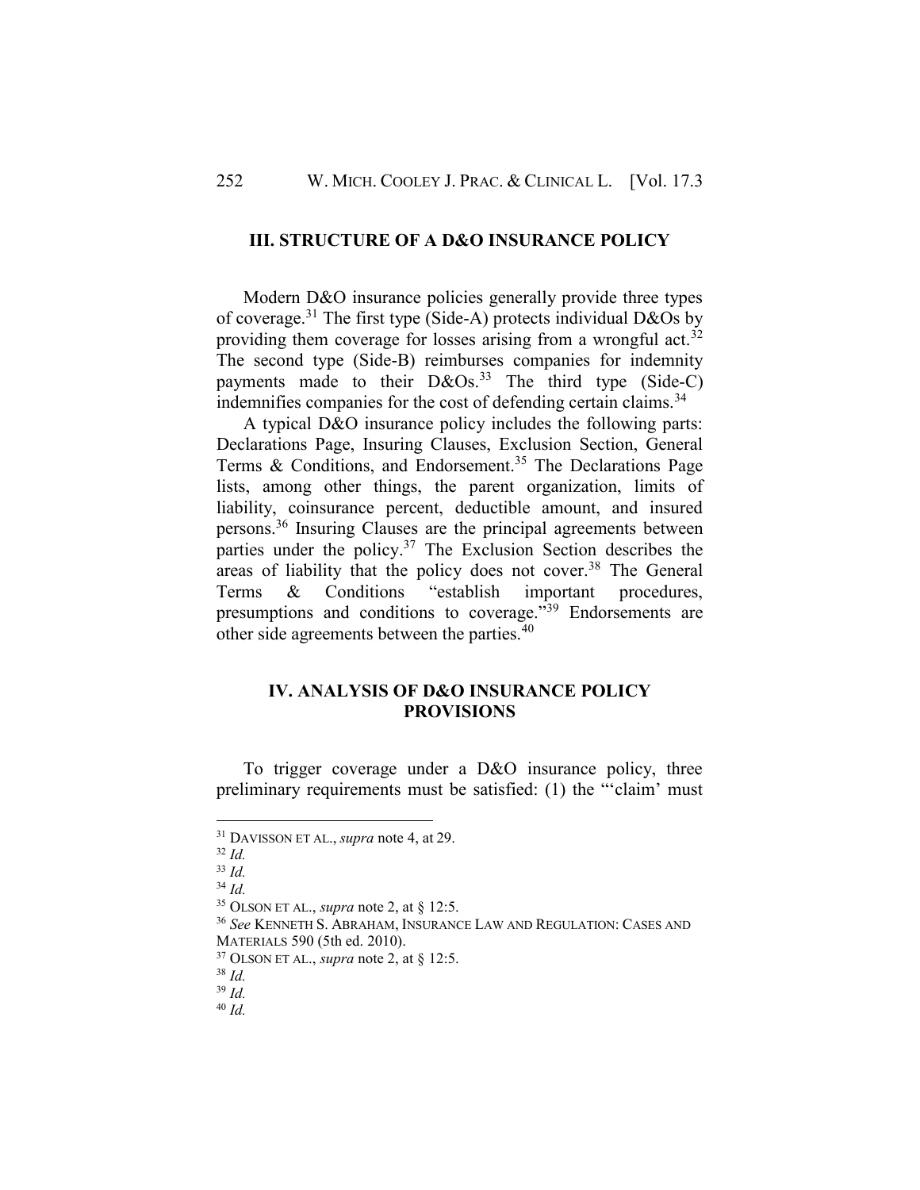## III. STRUCTURE OF A D&O INSURANCE POLICY

Modern D&O insurance policies generally provide three types of coverage.[31] The first type (Side-A) protects individual D&Os by providing them coverage for losses arising from a wrongful act.[32] The second type (Side-B) reimburses companies for indemnity payments made to their D&Os.[33] The third type (Side-C) indemnifies companies for the cost of defending certain claims.[34]

A typical D&O insurance policy includes the following parts: Declarations Page, Insuring Clauses, Exclusion Section, General Terms & Conditions, and Endorsement.[35] The Declarations Page lists, among other things, the parent organization, limits of liability, coinsurance percent, deductible amount, and insured persons.[36] Insuring Clauses are the principal agreements between parties under the policy.[37] The Exclusion Section describes the areas of liability that the policy does not cover.[38] The General Terms & Conditions "establish important procedures, presumptions and conditions to coverage."[39] Endorsements are other side agreements between the parties.[40]

## IV. ANALYSIS OF D&O INSURANCE POLICY PROVISIONS

To trigger coverage under a D&O insurance policy, three preliminary requirements must be satisfied: (1) the "'claim' must

---

[31] DAVISSON ET AL., *supra* note 4, at 29.
[32] *Id.*
[33] *Id.*
[34] *Id.*
[35] OLSON ET AL., *supra* note 2, at § 12:5.
[36] *See* KENNETH S. ABRAHAM, INSURANCE LAW AND REGULATION: CASES AND MATERIALS 590 (5th ed. 2010).
[37] OLSON ET AL., *supra* note 2, at § 12:5.
[38] *Id.*
[39] *Id.*
[40] *Id.*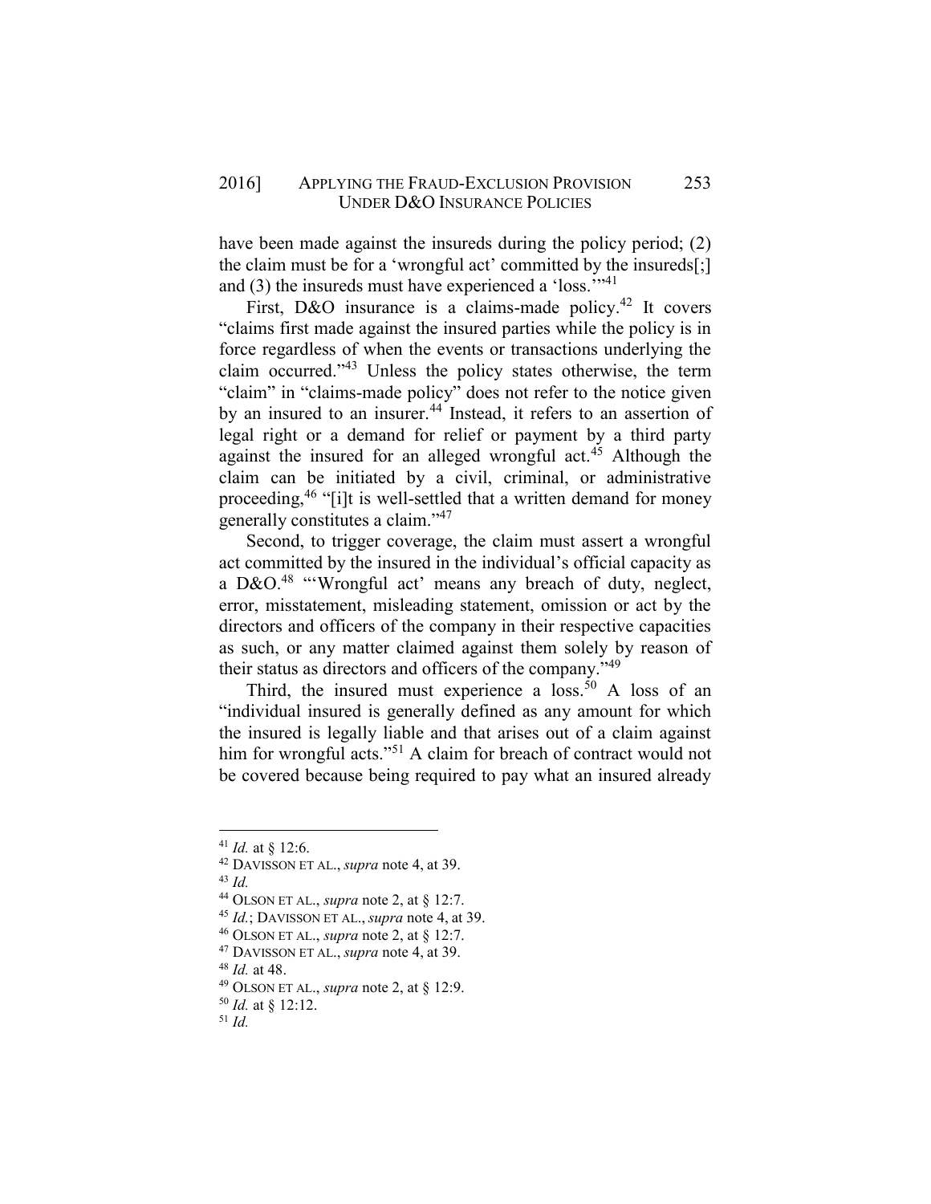have been made against the insureds during the policy period; (2) the claim must be for a 'wrongful act' committed by the insureds[;] and (3) the insureds must have experienced a 'loss.'"[41]

First, D&O insurance is a claims-made policy.[42] It covers "claims first made against the insured parties while the policy is in force regardless of when the events or transactions underlying the claim occurred."[43] Unless the policy states otherwise, the term "claim" in "claims-made policy" does not refer to the notice given by an insured to an insurer.[44] Instead, it refers to an assertion of legal right or a demand for relief or payment by a third party against the insured for an alleged wrongful act.[45] Although the claim can be initiated by a civil, criminal, or administrative proceeding,[46] "[i]t is well-settled that a written demand for money generally constitutes a claim."[47]

Second, to trigger coverage, the claim must assert a wrongful act committed by the insured in the individual's official capacity as a D&O.[48] "'Wrongful act' means any breach of duty, neglect, error, misstatement, misleading statement, omission or act by the directors and officers of the company in their respective capacities as such, or any matter claimed against them solely by reason of their status as directors and officers of the company."[49]

Third, the insured must experience a loss.[50] A loss of an "individual insured is generally defined as any amount for which the insured is legally liable and that arises out of a claim against him for wrongful acts."[51] A claim for breach of contract would not be covered because being required to pay what an insured already

---

[41] *Id.* at § 12:6.

[42] DAVISSON ET AL., *supra* note 4, at 39.

[43] *Id.*

[44] OLSON ET AL., *supra* note 2, at § 12:7.

[45] *Id.*; DAVISSON ET AL., *supra* note 4, at 39.

[46] OLSON ET AL., *supra* note 2, at § 12:7.

[47] DAVISSON ET AL., *supra* note 4, at 39.

[48] *Id.* at 48.

[49] OLSON ET AL., *supra* note 2, at § 12:9.

[50] *Id.* at § 12:12.

[51] *Id.*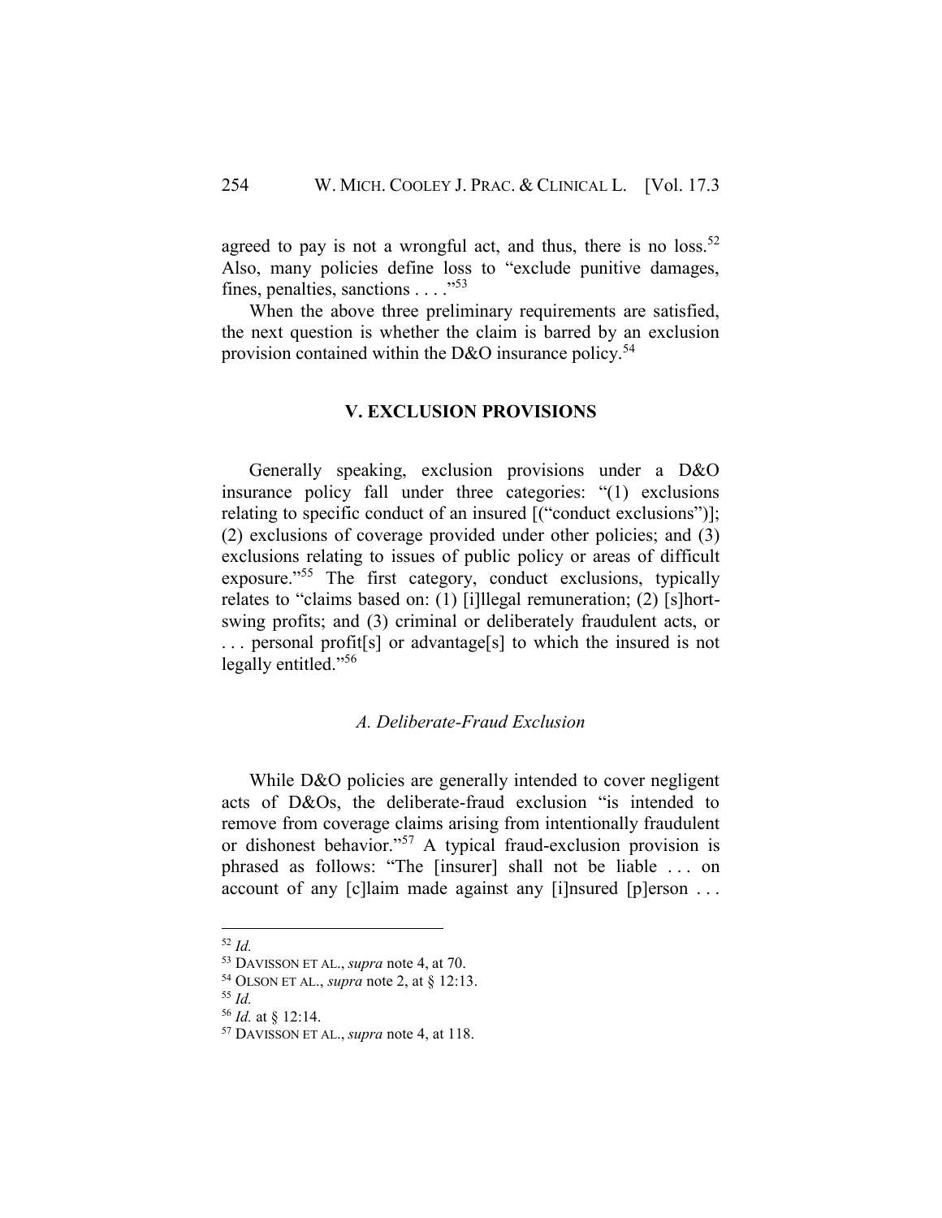agreed to pay is not a wrongful act, and thus, there is no loss.[52] Also, many policies define loss to "exclude punitive damages, fines, penalties, sanctions . . . ."[53]

When the above three preliminary requirements are satisfied, the next question is whether the claim is barred by an exclusion provision contained within the D&O insurance policy.[54]

## V. EXCLUSION PROVISIONS

Generally speaking, exclusion provisions under a D&O insurance policy fall under three categories: "(1) exclusions relating to specific conduct of an insured [("conduct exclusions")]; (2) exclusions of coverage provided under other policies; and (3) exclusions relating to issues of public policy or areas of difficult exposure."[55] The first category, conduct exclusions, typically relates to "claims based on: (1) [i]llegal remuneration; (2) [s]hort-swing profits; and (3) criminal or deliberately fraudulent acts, or . . . personal profit[s] or advantage[s] to which the insured is not legally entitled."[56]

### *A. Deliberate-Fraud Exclusion*

While D&O policies are generally intended to cover negligent acts of D&Os, the deliberate-fraud exclusion "is intended to remove from coverage claims arising from intentionally fraudulent or dishonest behavior."[57] A typical fraud-exclusion provision is phrased as follows: "The [insurer] shall not be liable . . . on account of any [c]laim made against any [i]nsured [p]erson . . .

---

[52] *Id.*

[53] DAVISSON ET AL., *supra* note 4, at 70.

[54] OLSON ET AL., *supra* note 2, at § 12:13.

[55] *Id.*

[56] *Id.* at § 12:14.

[57] DAVISSON ET AL., *supra* note 4, at 118.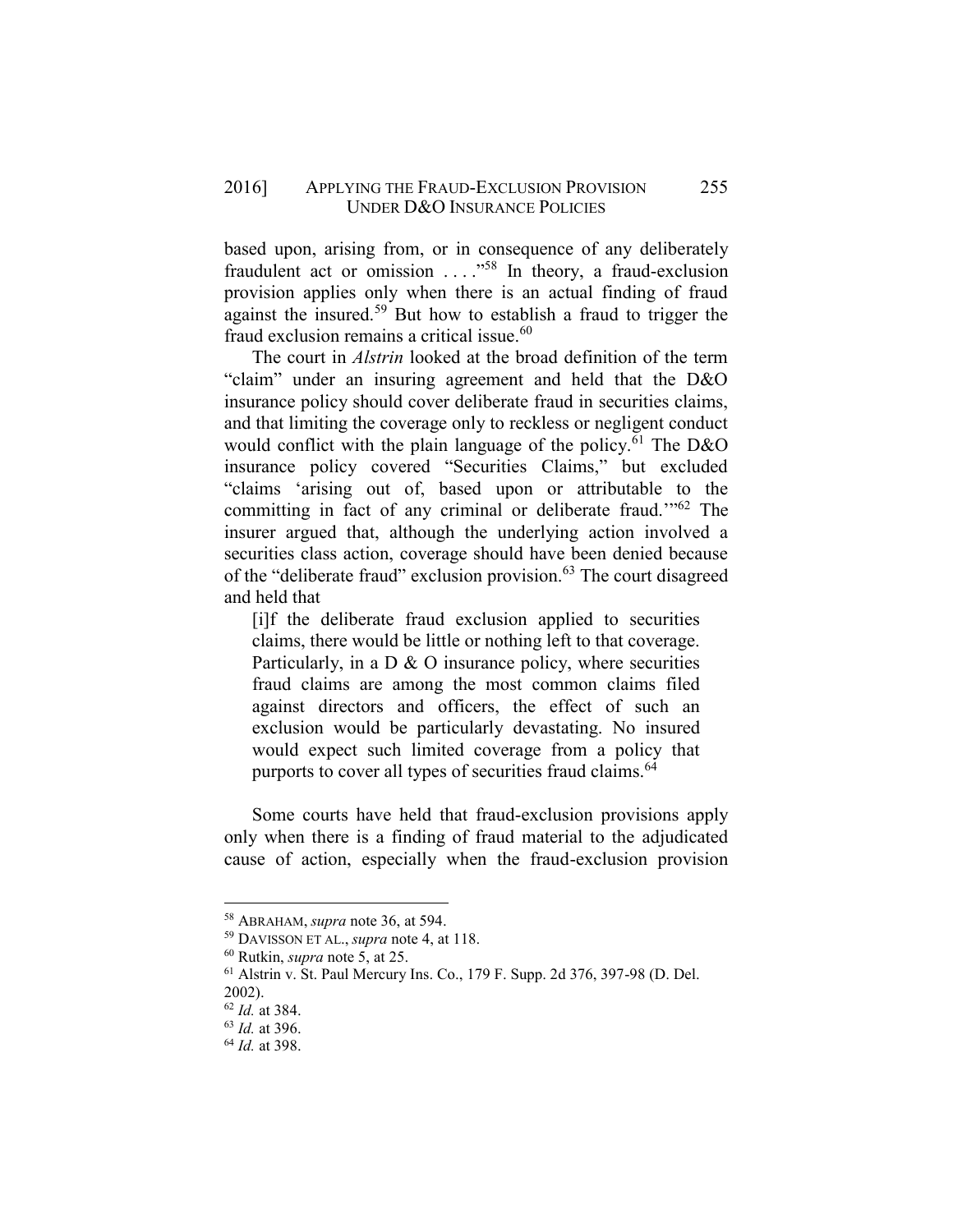based upon, arising from, or in consequence of any deliberately fraudulent act or omission . . . ."[58] In theory, a fraud-exclusion provision applies only when there is an actual finding of fraud against the insured.[59] But how to establish a fraud to trigger the fraud exclusion remains a critical issue.[60]

The court in *Alstrin* looked at the broad definition of the term "claim" under an insuring agreement and held that the D&O insurance policy should cover deliberate fraud in securities claims, and that limiting the coverage only to reckless or negligent conduct would conflict with the plain language of the policy.[61] The D&O insurance policy covered "Securities Claims," but excluded "claims 'arising out of, based upon or attributable to the committing in fact of any criminal or deliberate fraud.'"[62] The insurer argued that, although the underlying action involved a securities class action, coverage should have been denied because of the "deliberate fraud" exclusion provision.[63] The court disagreed and held that

> [i]f the deliberate fraud exclusion applied to securities claims, there would be little or nothing left to that coverage. Particularly, in a D & O insurance policy, where securities fraud claims are among the most common claims filed against directors and officers, the effect of such an exclusion would be particularly devastating. No insured would expect such limited coverage from a policy that purports to cover all types of securities fraud claims.[64]

Some courts have held that fraud-exclusion provisions apply only when there is a finding of fraud material to the adjudicated cause of action, especially when the fraud-exclusion provision

---

[58] ABRAHAM, *supra* note 36, at 594.

[59] DAVISSON ET AL., *supra* note 4, at 118.

[60] Rutkin, *supra* note 5, at 25.

[61] Alstrin v. St. Paul Mercury Ins. Co., 179 F. Supp. 2d 376, 397-98 (D. Del. 2002).

[62] *Id.* at 384.

[63] *Id.* at 396.

[64] *Id.* at 398.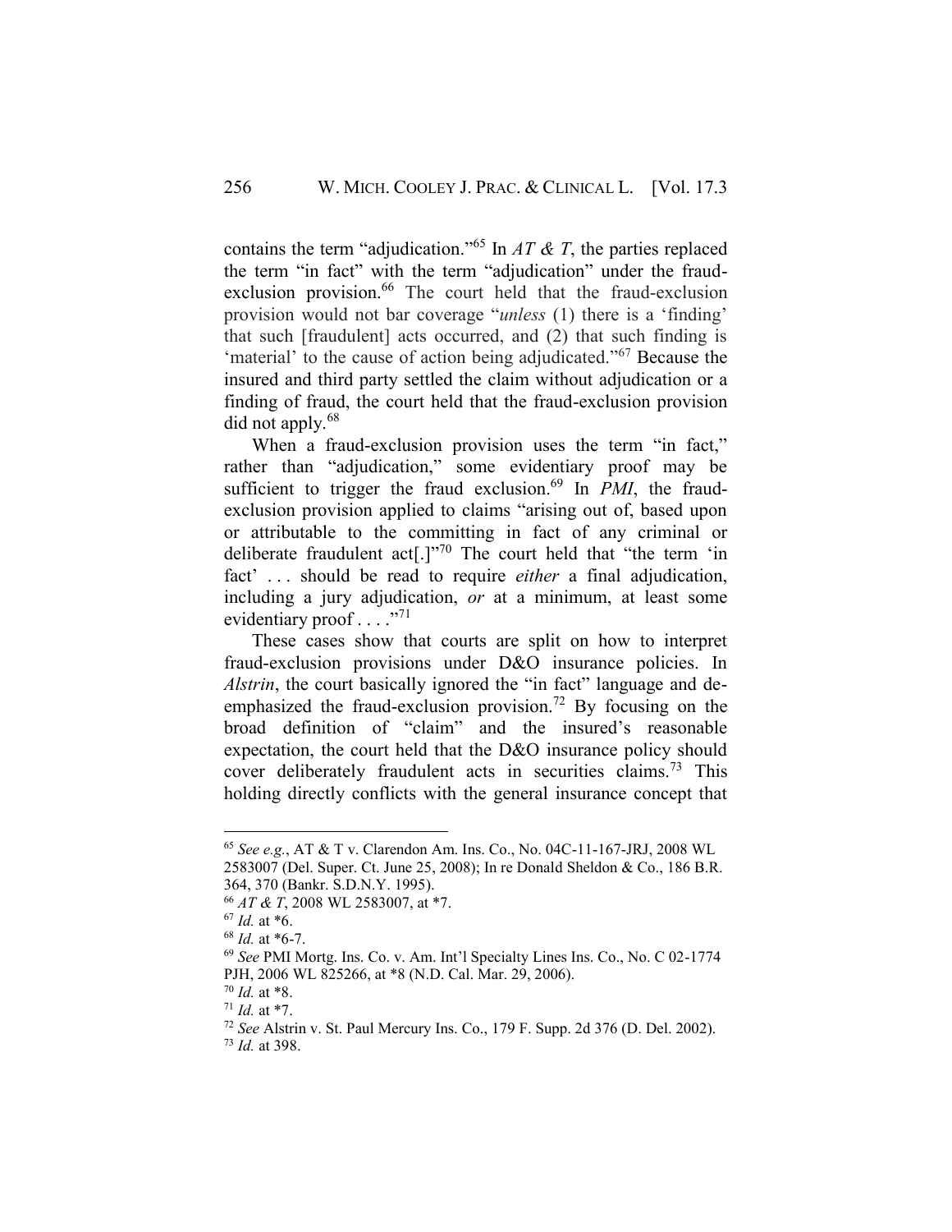contains the term "adjudication."[65] In *AT & T*, the parties replaced the term "in fact" with the term "adjudication" under the fraud-exclusion provision.[66] The court held that the fraud-exclusion provision would not bar coverage "*unless* (1) there is a 'finding' that such [fraudulent] acts occurred, and (2) that such finding is 'material' to the cause of action being adjudicated."[67] Because the insured and third party settled the claim without adjudication or a finding of fraud, the court held that the fraud-exclusion provision did not apply.[68]

When a fraud-exclusion provision uses the term "in fact," rather than "adjudication," some evidentiary proof may be sufficient to trigger the fraud exclusion.[69] In *PMI*, the fraud-exclusion provision applied to claims "arising out of, based upon or attributable to the committing in fact of any criminal or deliberate fraudulent act[.]"[70] The court held that "the term 'in fact' . . . should be read to require *either* a final adjudication, including a jury adjudication, *or* at a minimum, at least some evidentiary proof . . . ."[71]

These cases show that courts are split on how to interpret fraud-exclusion provisions under D&O insurance policies. In *Alstrin*, the court basically ignored the "in fact" language and de-emphasized the fraud-exclusion provision.[72] By focusing on the broad definition of "claim" and the insured's reasonable expectation, the court held that the D&O insurance policy should cover deliberately fraudulent acts in securities claims.[73] This holding directly conflicts with the general insurance concept that

---

[65] *See e.g.*, AT & T v. Clarendon Am. Ins. Co., No. 04C-11-167-JRJ, 2008 WL 2583007 (Del. Super. Ct. June 25, 2008); In re Donald Sheldon & Co., 186 B.R. 364, 370 (Bankr. S.D.N.Y. 1995).

[66] *AT & T*, 2008 WL 2583007, at *7.

[67] *Id.* at *6.

[68] *Id.* at *6-7.

[69] *See* PMI Mortg. Ins. Co. v. Am. Int'l Specialty Lines Ins. Co., No. C 02-1774 PJH, 2006 WL 825266, at *8 (N.D. Cal. Mar. 29, 2006).

[70] *Id.* at *8.

[71] *Id.* at *7.

[72] *See* Alstrin v. St. Paul Mercury Ins. Co., 179 F. Supp. 2d 376 (D. Del. 2002).

[73] *Id.* at 398.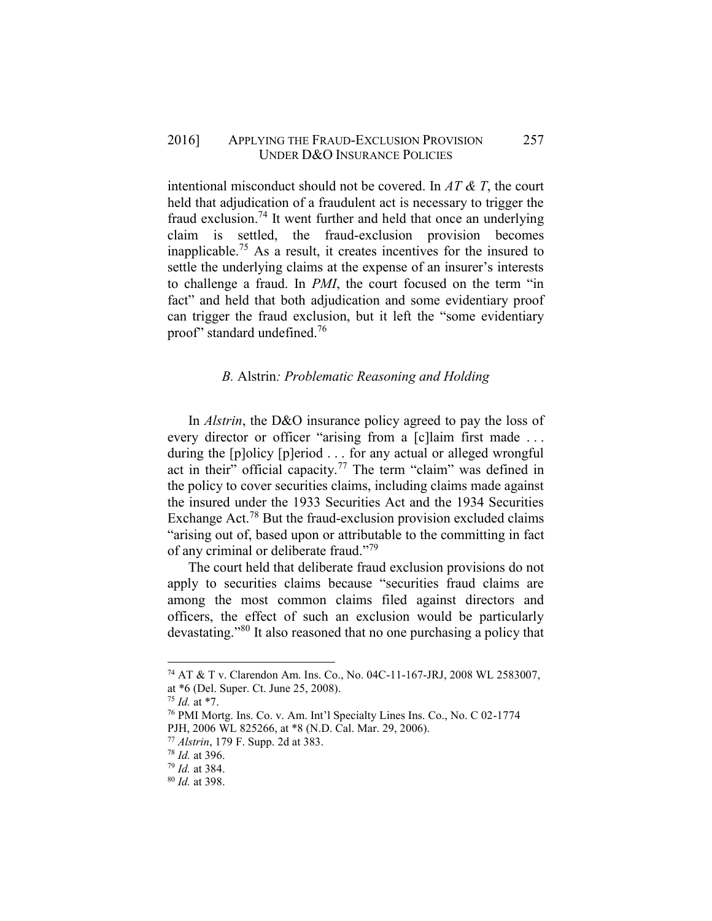intentional misconduct should not be covered. In *AT & T*, the court held that adjudication of a fraudulent act is necessary to trigger the fraud exclusion.[74] It went further and held that once an underlying claim is settled, the fraud-exclusion provision becomes inapplicable.[75] As a result, it creates incentives for the insured to settle the underlying claims at the expense of an insurer's interests to challenge a fraud. In *PMI*, the court focused on the term "in fact" and held that both adjudication and some evidentiary proof can trigger the fraud exclusion, but it left the "some evidentiary proof" standard undefined.[76]

### *B.* Alstrin*: Problematic Reasoning and Holding*

In *Alstrin*, the D&O insurance policy agreed to pay the loss of every director or officer "arising from a [c]laim first made . . . during the [p]olicy [p]eriod . . . for any actual or alleged wrongful act in their" official capacity.[77] The term "claim" was defined in the policy to cover securities claims, including claims made against the insured under the 1933 Securities Act and the 1934 Securities Exchange Act.[78] But the fraud-exclusion provision excluded claims "arising out of, based upon or attributable to the committing in fact of any criminal or deliberate fraud."[79]

The court held that deliberate fraud exclusion provisions do not apply to securities claims because "securities fraud claims are among the most common claims filed against directors and officers, the effect of such an exclusion would be particularly devastating."[80] It also reasoned that no one purchasing a policy that

---

[74] AT & T v. Clarendon Am. Ins. Co., No. 04C-11-167-JRJ, 2008 WL 2583007, at *6 (Del. Super. Ct. June 25, 2008).

[75] *Id.* at *7.

[76] PMI Mortg. Ins. Co. v. Am. Int'l Specialty Lines Ins. Co., No. C 02-1774 PJH, 2006 WL 825266, at *8 (N.D. Cal. Mar. 29, 2006).

[77] *Alstrin*, 179 F. Supp. 2d at 383.

[78] *Id.* at 396.

[79] *Id.* at 384.

[80] *Id.* at 398.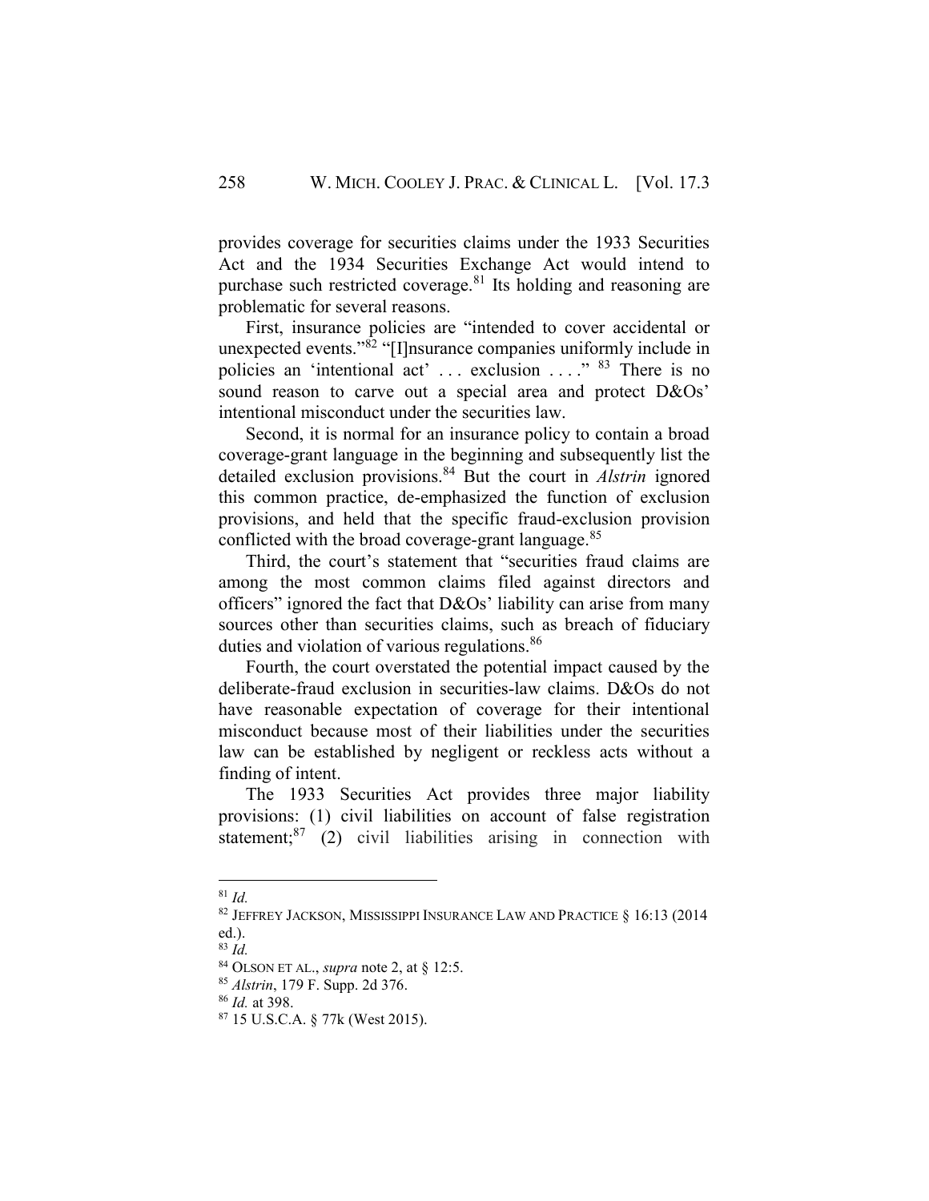provides coverage for securities claims under the 1933 Securities Act and the 1934 Securities Exchange Act would intend to purchase such restricted coverage.[81] Its holding and reasoning are problematic for several reasons.

First, insurance policies are "intended to cover accidental or unexpected events."[82] "[I]nsurance companies uniformly include in policies an 'intentional act' . . . exclusion . . . ." [83] There is no sound reason to carve out a special area and protect D&Os' intentional misconduct under the securities law.

Second, it is normal for an insurance policy to contain a broad coverage-grant language in the beginning and subsequently list the detailed exclusion provisions.[84] But the court in *Alstrin* ignored this common practice, de-emphasized the function of exclusion provisions, and held that the specific fraud-exclusion provision conflicted with the broad coverage-grant language.[85]

Third, the court's statement that "securities fraud claims are among the most common claims filed against directors and officers" ignored the fact that D&Os' liability can arise from many sources other than securities claims, such as breach of fiduciary duties and violation of various regulations.[86]

Fourth, the court overstated the potential impact caused by the deliberate-fraud exclusion in securities-law claims. D&Os do not have reasonable expectation of coverage for their intentional misconduct because most of their liabilities under the securities law can be established by negligent or reckless acts without a finding of intent.

The 1933 Securities Act provides three major liability provisions: (1) civil liabilities on account of false registration statement;[87] (2) civil liabilities arising in connection with

---

[81] *Id.*

[82] JEFFREY JACKSON, MISSISSIPPI INSURANCE LAW AND PRACTICE § 16:13 (2014 ed.).

[83] *Id.*

[84] OLSON ET AL., *supra* note 2, at § 12:5.

[85] *Alstrin*, 179 F. Supp. 2d 376.

[86] *Id.* at 398.

[87] 15 U.S.C.A. § 77k (West 2015).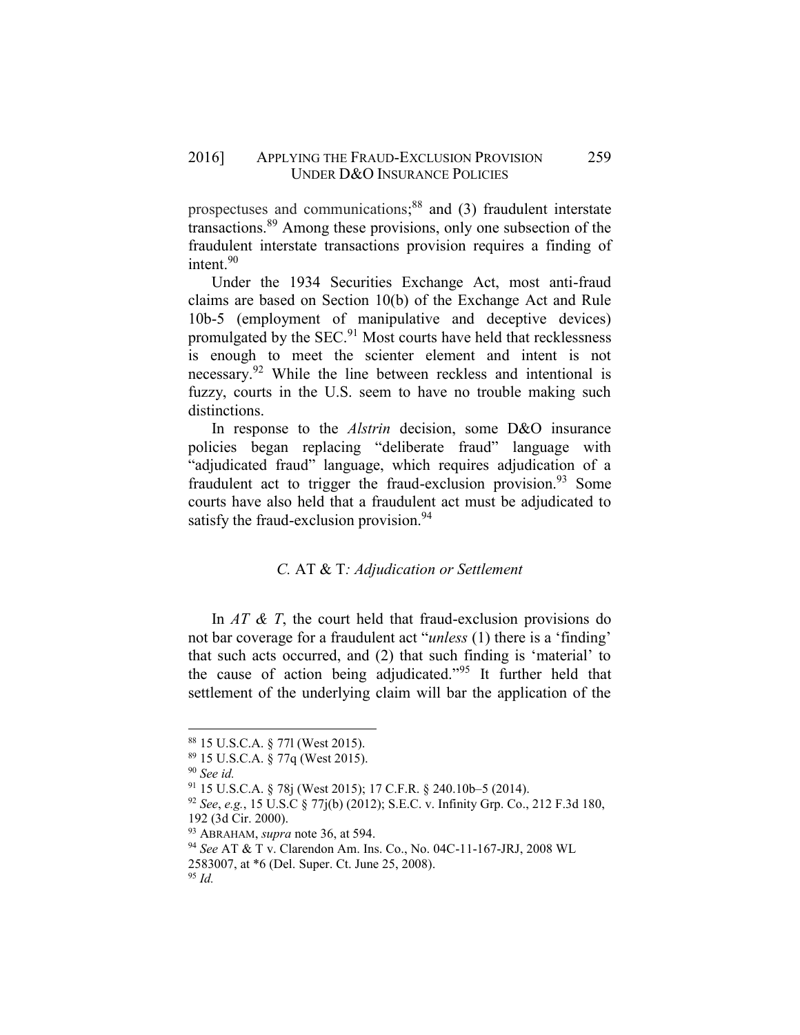prospectuses and communications;[88] and (3) fraudulent interstate transactions.[89] Among these provisions, only one subsection of the fraudulent interstate transactions provision requires a finding of intent.[90]

Under the 1934 Securities Exchange Act, most anti-fraud claims are based on Section 10(b) of the Exchange Act and Rule 10b-5 (employment of manipulative and deceptive devices) promulgated by the SEC.[91] Most courts have held that recklessness is enough to meet the scienter element and intent is not necessary.[92] While the line between reckless and intentional is fuzzy, courts in the U.S. seem to have no trouble making such distinctions.

In response to the *Alstrin* decision, some D&O insurance policies began replacing "deliberate fraud" language with "adjudicated fraud" language, which requires adjudication of a fraudulent act to trigger the fraud-exclusion provision.[93] Some courts have also held that a fraudulent act must be adjudicated to satisfy the fraud-exclusion provision.[94]

### *C.* AT & T*: Adjudication or Settlement*

In *AT & T*, the court held that fraud-exclusion provisions do not bar coverage for a fraudulent act "*unless* (1) there is a 'finding' that such acts occurred, and (2) that such finding is 'material' to the cause of action being adjudicated."[95] It further held that settlement of the underlying claim will bar the application of the

---

[88] 15 U.S.C.A. § 77l (West 2015).

[89] 15 U.S.C.A. § 77q (West 2015).

[90] *See id.*

[91] 15 U.S.C.A. § 78j (West 2015); 17 C.F.R. § 240.10b–5 (2014).

[92] *See*, *e.g.*, 15 U.S.C § 77j(b) (2012); S.E.C. v. Infinity Grp. Co., 212 F.3d 180, 192 (3d Cir. 2000).

[93] ABRAHAM, *supra* note 36, at 594.

[94] *See* AT & T v. Clarendon Am. Ins. Co., No. 04C-11-167-JRJ, 2008 WL 2583007, at *6 (Del. Super. Ct. June 25, 2008).

[95] *Id.*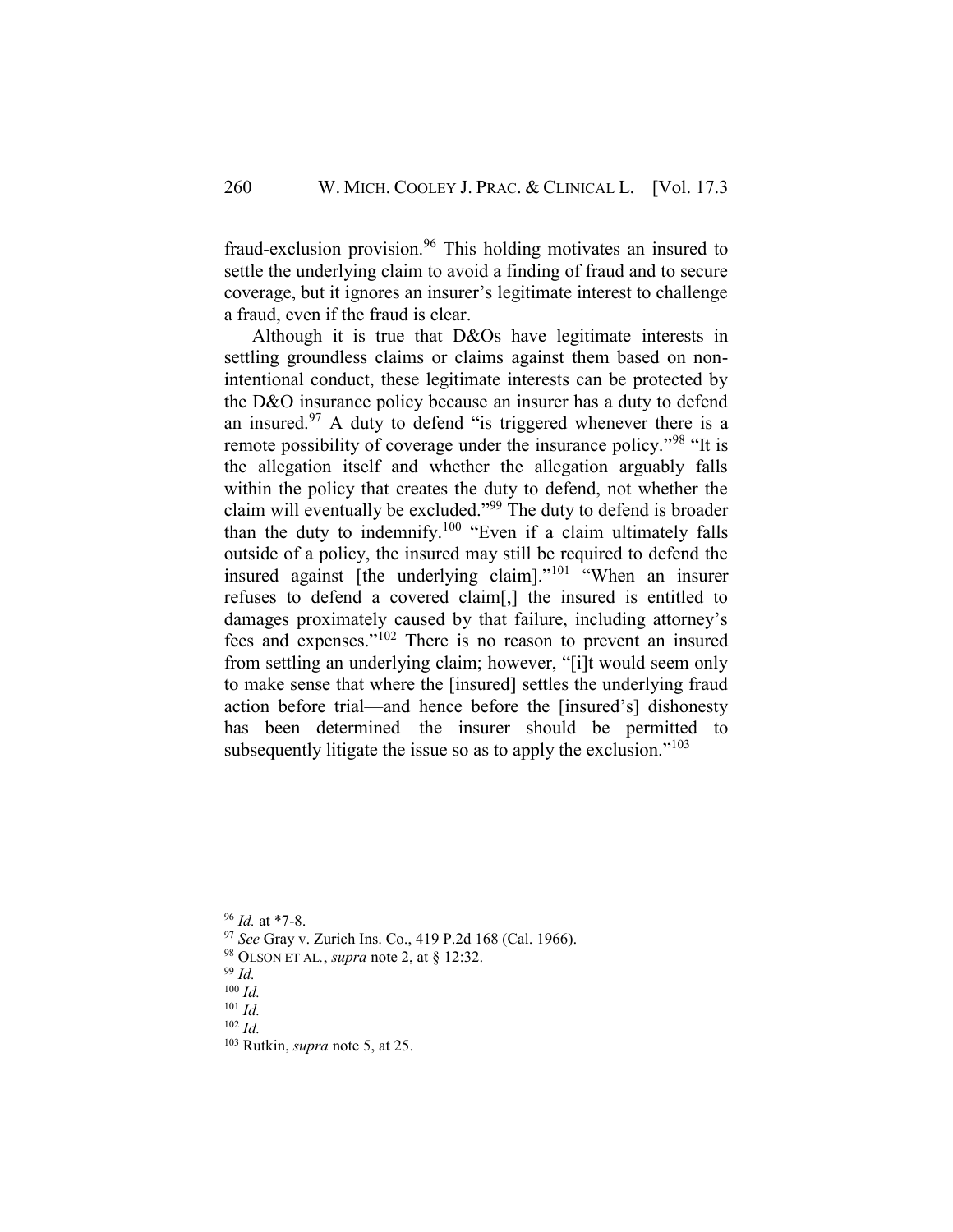fraud-exclusion provision.[96] This holding motivates an insured to settle the underlying claim to avoid a finding of fraud and to secure coverage, but it ignores an insurer's legitimate interest to challenge a fraud, even if the fraud is clear.

Although it is true that D&Os have legitimate interests in settling groundless claims or claims against them based on non-intentional conduct, these legitimate interests can be protected by the D&O insurance policy because an insurer has a duty to defend an insured.[97] A duty to defend "is triggered whenever there is a remote possibility of coverage under the insurance policy."[98] "It is the allegation itself and whether the allegation arguably falls within the policy that creates the duty to defend, not whether the claim will eventually be excluded."[99] The duty to defend is broader than the duty to indemnify.[100] "Even if a claim ultimately falls outside of a policy, the insured may still be required to defend the insured against [the underlying claim]."[101] "When an insurer refuses to defend a covered claim[,] the insured is entitled to damages proximately caused by that failure, including attorney's fees and expenses."[102] There is no reason to prevent an insured from settling an underlying claim; however, "[i]t would seem only to make sense that where the [insured] settles the underlying fraud action before trial—and hence before the [insured's] dishonesty has been determined—the insurer should be permitted to subsequently litigate the issue so as to apply the exclusion."[103]

---

[96] *Id.* at *7-8.

[97] *See* Gray v. Zurich Ins. Co., 419 P.2d 168 (Cal. 1966).

[98] OLSON ET AL., *supra* note 2, at § 12:32.

[99] *Id.*

[100] *Id.*

[101] *Id.*

[102] *Id.*

[103] Rutkin, *supra* note 5, at 25.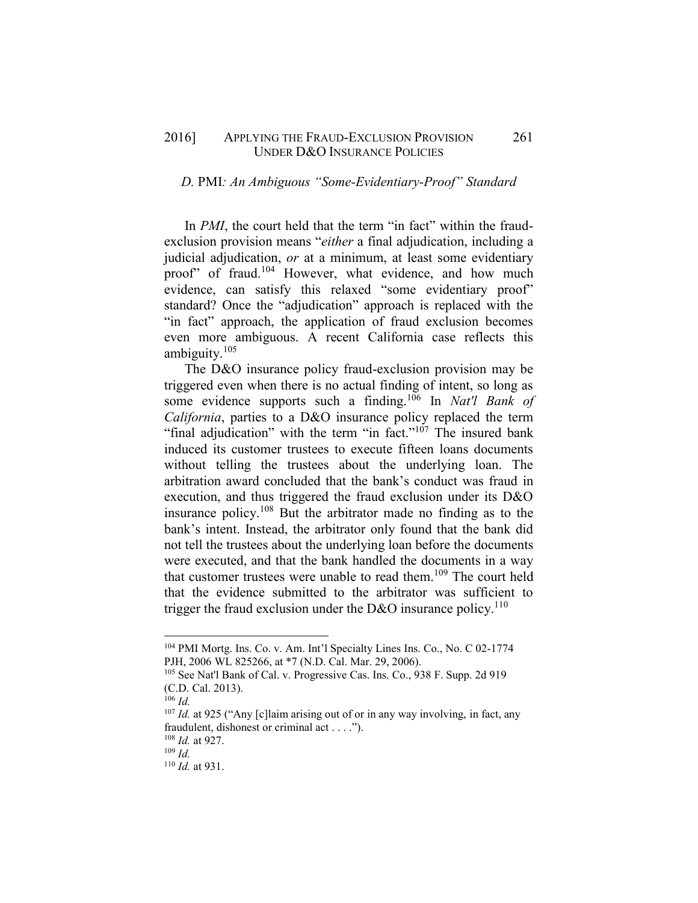### *D.* PMI*: An Ambiguous "Some-Evidentiary-Proof" Standard*

In *PMI*, the court held that the term "in fact" within the fraud-exclusion provision means "*either* a final adjudication, including a judicial adjudication, *or* at a minimum, at least some evidentiary proof" of fraud.[104] However, what evidence, and how much evidence, can satisfy this relaxed "some evidentiary proof" standard? Once the "adjudication" approach is replaced with the "in fact" approach, the application of fraud exclusion becomes even more ambiguous. A recent California case reflects this ambiguity.[105]

The D&O insurance policy fraud-exclusion provision may be triggered even when there is no actual finding of intent, so long as some evidence supports such a finding.[106] In *Nat'l Bank of California*, parties to a D&O insurance policy replaced the term "final adjudication" with the term "in fact."[107] The insured bank induced its customer trustees to execute fifteen loans documents without telling the trustees about the underlying loan. The arbitration award concluded that the bank's conduct was fraud in execution, and thus triggered the fraud exclusion under its D&O insurance policy.[108] But the arbitrator made no finding as to the bank's intent. Instead, the arbitrator only found that the bank did not tell the trustees about the underlying loan before the documents were executed, and that the bank handled the documents in a way that customer trustees were unable to read them.[109] The court held that the evidence submitted to the arbitrator was sufficient to trigger the fraud exclusion under the D&O insurance policy.[110]

---

[104] PMI Mortg. Ins. Co. v. Am. Int'l Specialty Lines Ins. Co., No. C 02-1774 PJH, 2006 WL 825266, at *7 (N.D. Cal. Mar. 29, 2006).

[105] See Nat'l Bank of Cal. v. Progressive Cas. Ins. Co., 938 F. Supp. 2d 919 (C.D. Cal. 2013).

[106] *Id.*

[107] *Id.* at 925 ("Any [c]laim arising out of or in any way involving, in fact, any fraudulent, dishonest or criminal act . . . .").

[108] *Id.* at 927.

[109] *Id.*

[110] *Id.* at 931.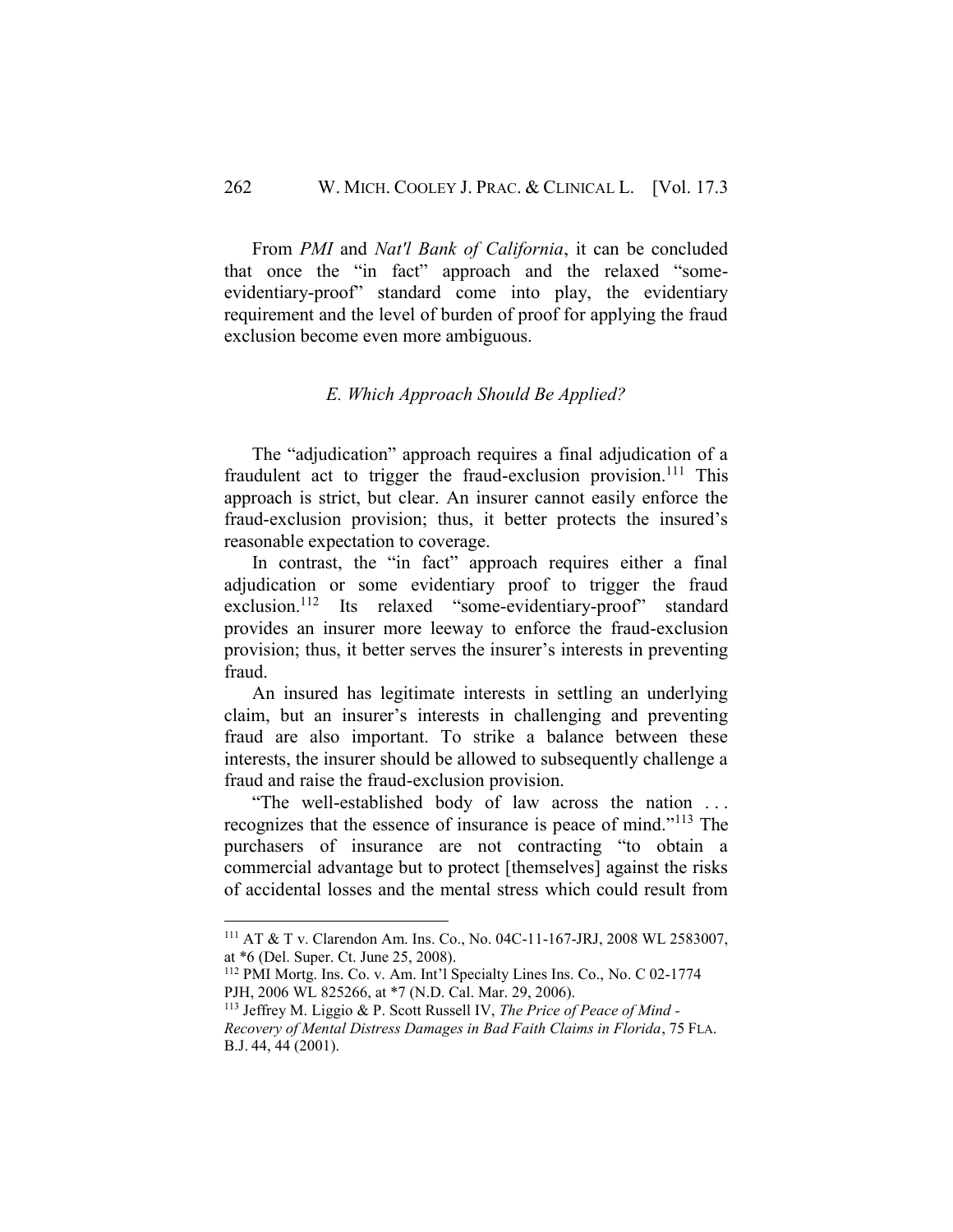From *PMI* and *Nat'l Bank of California*, it can be concluded that once the "in fact" approach and the relaxed "some-evidentiary-proof" standard come into play, the evidentiary requirement and the level of burden of proof for applying the fraud exclusion become even more ambiguous.

### *E. Which Approach Should Be Applied?*

The "adjudication" approach requires a final adjudication of a fraudulent act to trigger the fraud-exclusion provision.[111] This approach is strict, but clear. An insurer cannot easily enforce the fraud-exclusion provision; thus, it better protects the insured's reasonable expectation to coverage.

In contrast, the "in fact" approach requires either a final adjudication or some evidentiary proof to trigger the fraud exclusion.[112] Its relaxed "some-evidentiary-proof" standard provides an insurer more leeway to enforce the fraud-exclusion provision; thus, it better serves the insurer's interests in preventing fraud.

An insured has legitimate interests in settling an underlying claim, but an insurer's interests in challenging and preventing fraud are also important. To strike a balance between these interests, the insurer should be allowed to subsequently challenge a fraud and raise the fraud-exclusion provision.

"The well-established body of law across the nation . . . recognizes that the essence of insurance is peace of mind."[113] The purchasers of insurance are not contracting "to obtain a commercial advantage but to protect [themselves] against the risks of accidental losses and the mental stress which could result from

---

[111] AT & T v. Clarendon Am. Ins. Co., No. 04C-11-167-JRJ, 2008 WL 2583007, at *6 (Del. Super. Ct. June 25, 2008).

[112] PMI Mortg. Ins. Co. v. Am. Int'l Specialty Lines Ins. Co., No. C 02-1774 PJH, 2006 WL 825266, at *7 (N.D. Cal. Mar. 29, 2006).

[113] Jeffrey M. Liggio & P. Scott Russell IV, *The Price of Peace of Mind - Recovery of Mental Distress Damages in Bad Faith Claims in Florida*, 75 FLA. B.J. 44, 44 (2001).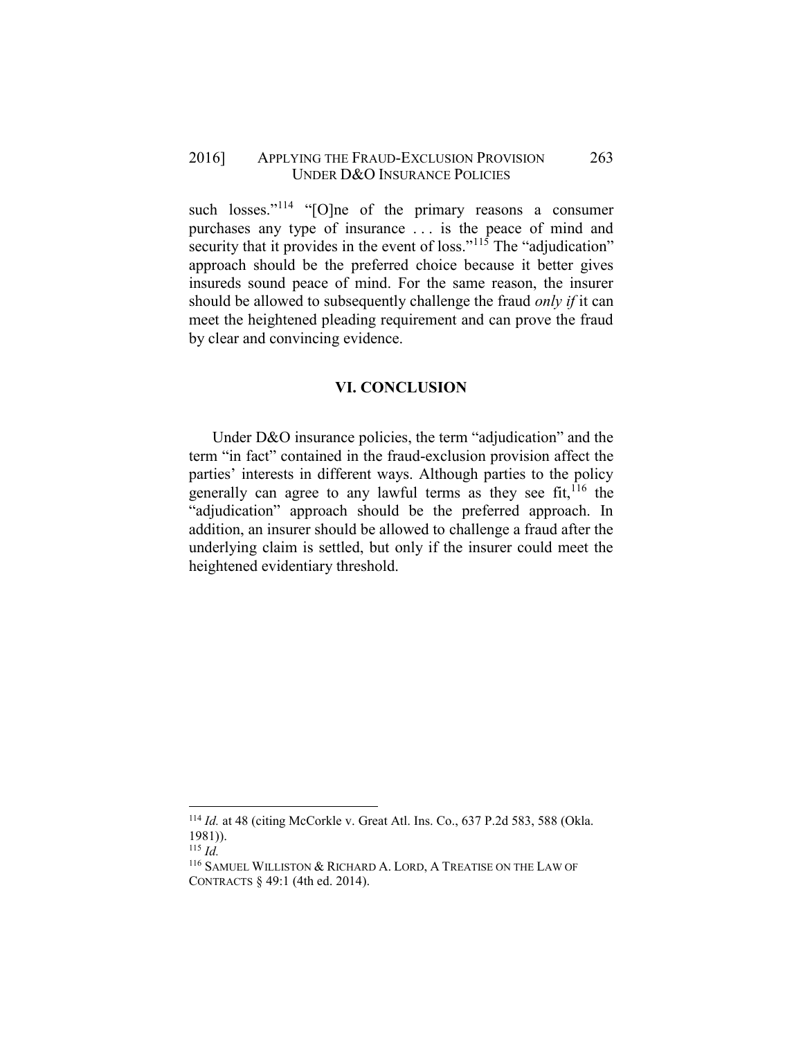such losses."[114] "[O]ne of the primary reasons a consumer purchases any type of insurance . . . is the peace of mind and security that it provides in the event of loss."[115] The "adjudication" approach should be the preferred choice because it better gives insureds sound peace of mind. For the same reason, the insurer should be allowed to subsequently challenge the fraud *only if* it can meet the heightened pleading requirement and can prove the fraud by clear and convincing evidence.

## VI. CONCLUSION

Under D&O insurance policies, the term "adjudication" and the term "in fact" contained in the fraud-exclusion provision affect the parties' interests in different ways. Although parties to the policy generally can agree to any lawful terms as they see fit,[116] the "adjudication" approach should be the preferred approach. In addition, an insurer should be allowed to challenge a fraud after the underlying claim is settled, but only if the insurer could meet the heightened evidentiary threshold.

---

[114] *Id.* at 48 (citing McCorkle v. Great Atl. Ins. Co., 637 P.2d 583, 588 (Okla. 1981)).

[115] *Id.*

[116] SAMUEL WILLISTON & RICHARD A. LORD, A TREATISE ON THE LAW OF CONTRACTS § 49:1 (4th ed. 2014).